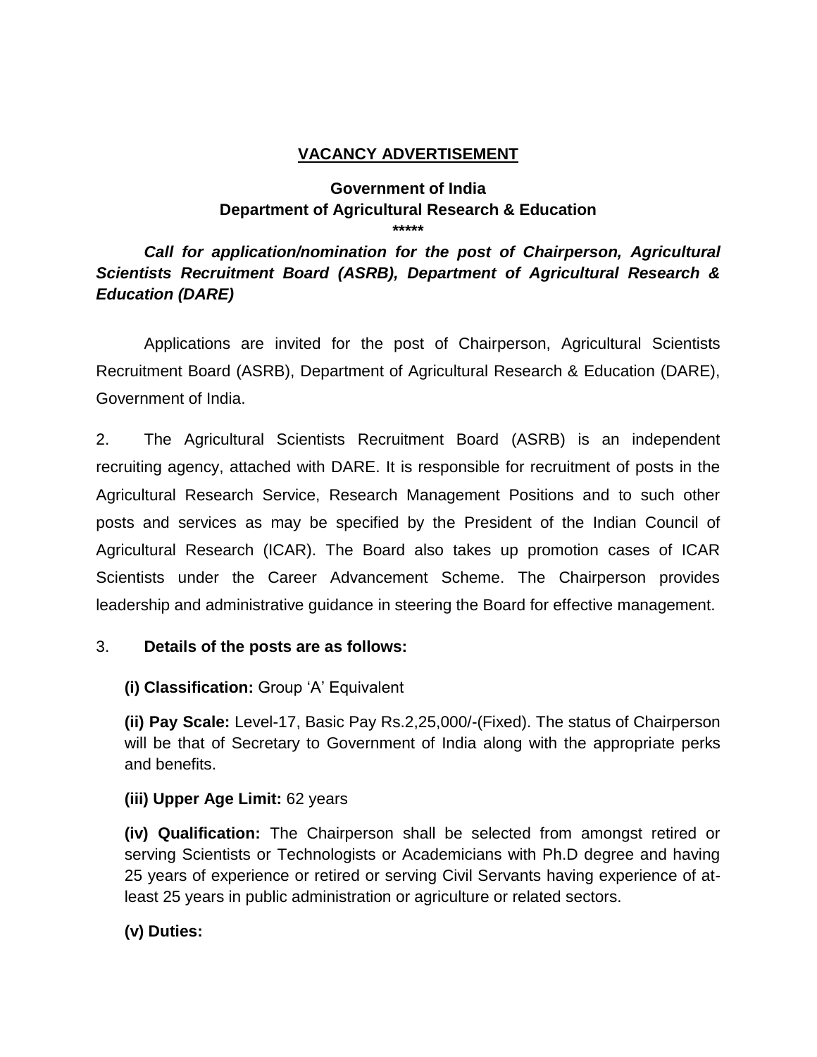# VACANCY ADVERTISEMENT

## Government of India
## Department of Agricultural Research & Education

\*\*\*\*\*

***Call for application/nomination for the post of Chairperson, Agricultural Scientists Recruitment Board (ASRB), Department of Agricultural Research & Education (DARE)***

Applications are invited for the post of Chairperson, Agricultural Scientists Recruitment Board (ASRB), Department of Agricultural Research & Education (DARE), Government of India.

2. The Agricultural Scientists Recruitment Board (ASRB) is an independent recruiting agency, attached with DARE. It is responsible for recruitment of posts in the Agricultural Research Service, Research Management Positions and to such other posts and services as may be specified by the President of the Indian Council of Agricultural Research (ICAR). The Board also takes up promotion cases of ICAR Scientists under the Career Advancement Scheme. The Chairperson provides leadership and administrative guidance in steering the Board for effective management.

3. **Details of the posts are as follows:**

**(i) Classification:** Group 'A' Equivalent

**(ii) Pay Scale:** Level-17, Basic Pay Rs.2,25,000/-(Fixed). The status of Chairperson will be that of Secretary to Government of India along with the appropriate perks and benefits.

**(iii) Upper Age Limit:** 62 years

**(iv) Qualification:** The Chairperson shall be selected from amongst retired or serving Scientists or Technologists or Academicians with Ph.D degree and having 25 years of experience or retired or serving Civil Servants having experience of at-least 25 years in public administration or agriculture or related sectors.

**(v) Duties:**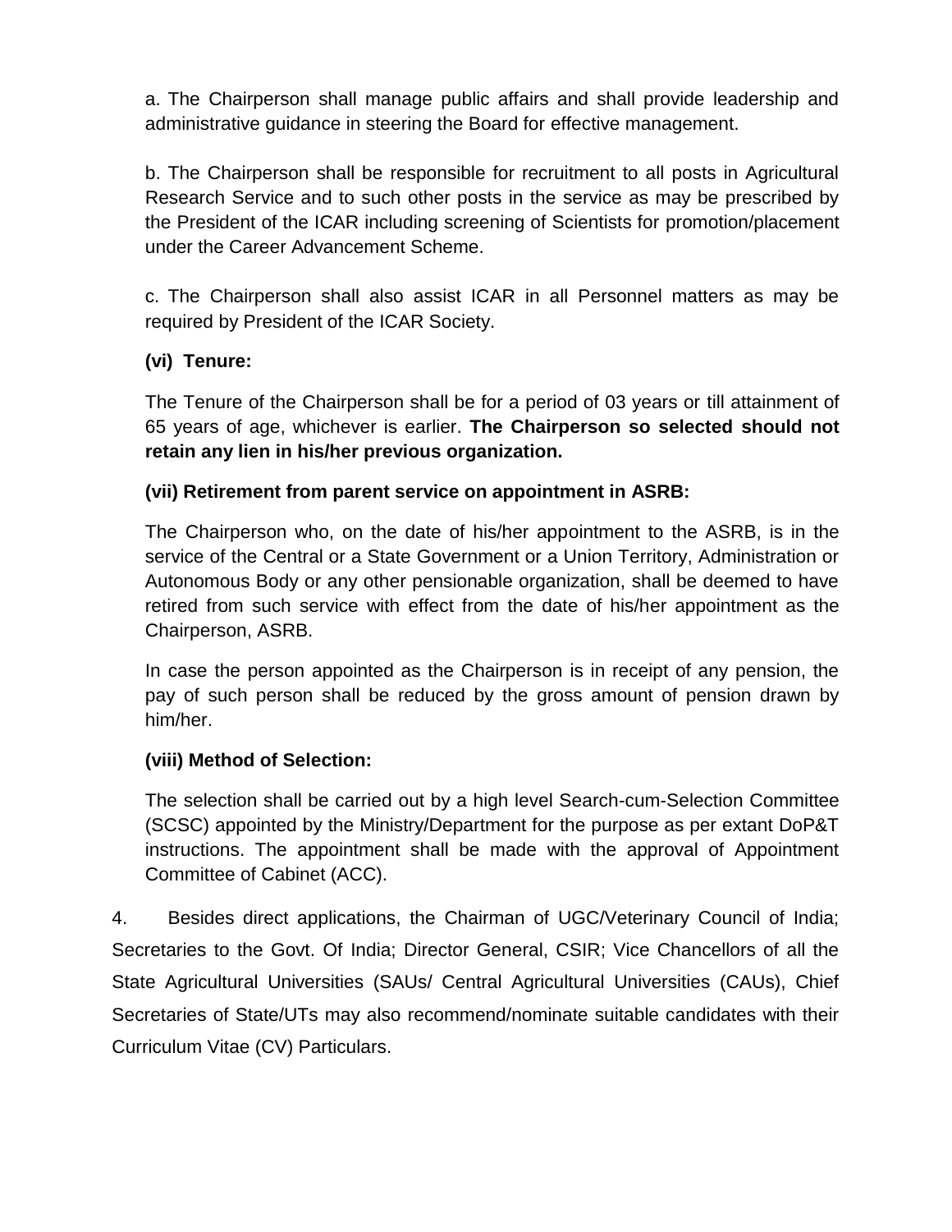a. The Chairperson shall manage public affairs and shall provide leadership and administrative guidance in steering the Board for effective management.

b. The Chairperson shall be responsible for recruitment to all posts in Agricultural Research Service and to such other posts in the service as may be prescribed by the President of the ICAR including screening of Scientists for promotion/placement under the Career Advancement Scheme.

c. The Chairperson shall also assist ICAR in all Personnel matters as may be required by President of the ICAR Society.

**(vi) Tenure:**

The Tenure of the Chairperson shall be for a period of 03 years or till attainment of 65 years of age, whichever is earlier. **The Chairperson so selected should not retain any lien in his/her previous organization.**

**(vii) Retirement from parent service on appointment in ASRB:**

The Chairperson who, on the date of his/her appointment to the ASRB, is in the service of the Central or a State Government or a Union Territory, Administration or Autonomous Body or any other pensionable organization, shall be deemed to have retired from such service with effect from the date of his/her appointment as the Chairperson, ASRB.

In case the person appointed as the Chairperson is in receipt of any pension, the pay of such person shall be reduced by the gross amount of pension drawn by him/her.

**(viii) Method of Selection:**

The selection shall be carried out by a high level Search-cum-Selection Committee (SCSC) appointed by the Ministry/Department for the purpose as per extant DoP&T instructions. The appointment shall be made with the approval of Appointment Committee of Cabinet (ACC).

4. Besides direct applications, the Chairman of UGC/Veterinary Council of India; Secretaries to the Govt. Of India; Director General, CSIR; Vice Chancellors of all the State Agricultural Universities (SAUs/ Central Agricultural Universities (CAUs), Chief Secretaries of State/UTs may also recommend/nominate suitable candidates with their Curriculum Vitae (CV) Particulars.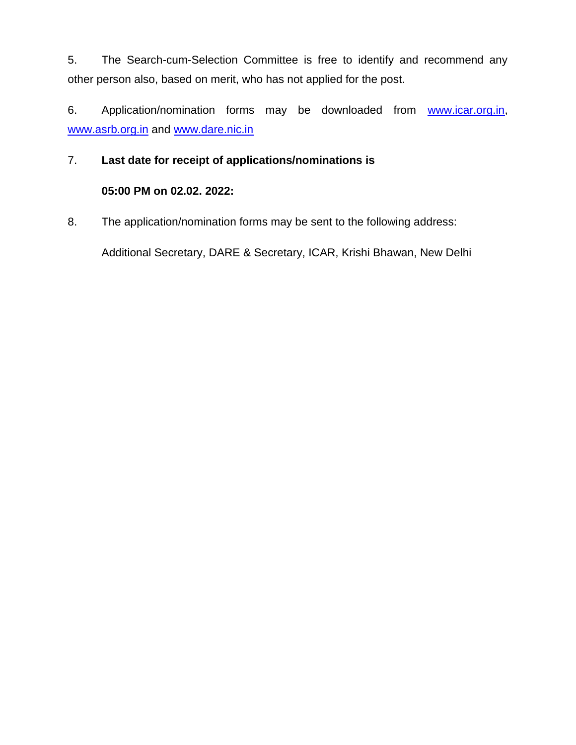5. The Search-cum-Selection Committee is free to identify and recommend any other person also, based on merit, who has not applied for the post.

6. Application/nomination forms may be downloaded from www.icar.org.in, www.asrb.org.in and www.dare.nic.in

7. **Last date for receipt of applications/nominations is**

   **05:00 PM on 02.02. 2022:**

8. The application/nomination forms may be sent to the following address:

   Additional Secretary, DARE & Secretary, ICAR, Krishi Bhawan, New Delhi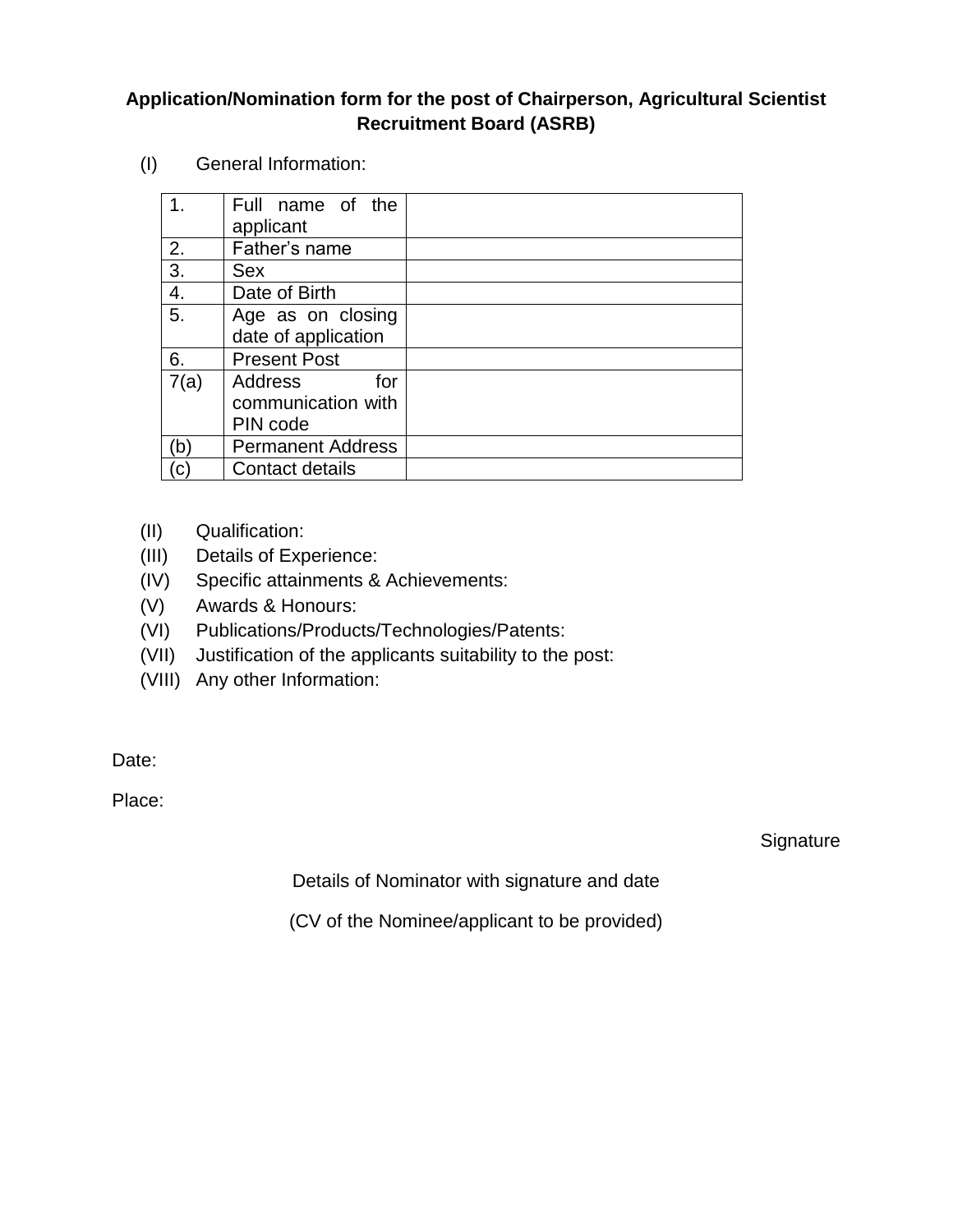**Application/Nomination form for the post of Chairperson, Agricultural Scientist Recruitment Board (ASRB)**

(I) General Information:

| | | |
|---|---|---|
| 1. | Full name of the applicant | |
| 2. | Father's name | |
| 3. | Sex | |
| 4. | Date of Birth | |
| 5. | Age as on closing date of application | |
| 6. | Present Post | |
| 7(a) | Address for communication with PIN code | |
| (b) | Permanent Address | |
| (c) | Contact details | |

(II) Qualification:

(III) Details of Experience:

(IV) Specific attainments & Achievements:

(V) Awards & Honours:

(VI) Publications/Products/Technologies/Patents:

(VII) Justification of the applicants suitability to the post:

(VIII) Any other Information:

Date:

Place:

Signature

Details of Nominator with signature and date

(CV of the Nominee/applicant to be provided)